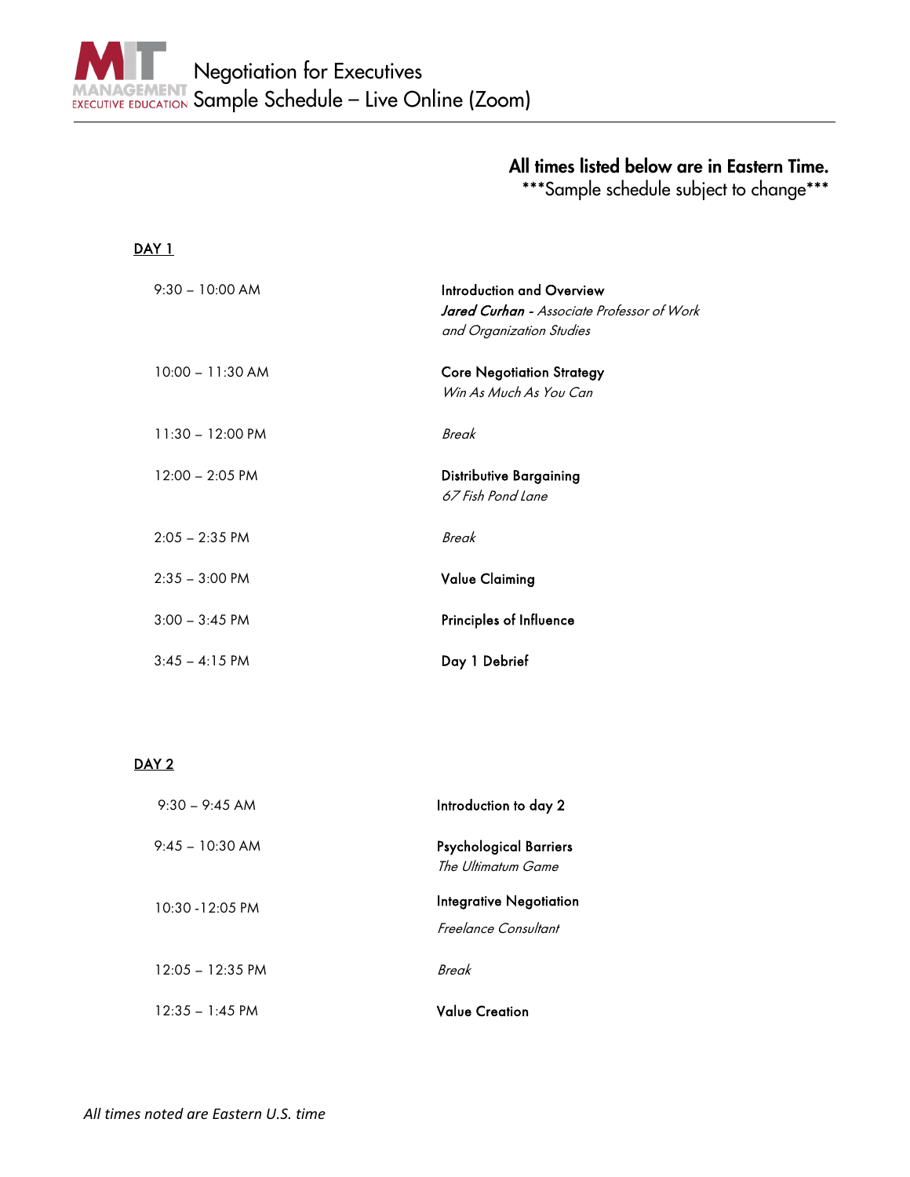# Negotiation for Executives
## Sample Schedule – Live Online (Zoom)

**All times listed below are in Eastern Time.**
\*\*\*Sample schedule subject to change\*\*\*

### DAY 1

| Time | Session |
|---|---|
| 9:30 – 10:00 AM | **Introduction and Overview**<br>***Jared Curhan*** *- Associate Professor of Work and Organization Studies* |
| 10:00 – 11:30 AM | **Core Negotiation Strategy**<br>*Win As Much As You Can* |
| 11:30 – 12:00 PM | *Break* |
| 12:00 – 2:05 PM | **Distributive Bargaining**<br>*67 Fish Pond Lane* |
| 2:05 – 2:35 PM | *Break* |
| 2:35 – 3:00 PM | **Value Claiming** |
| 3:00 – 3:45 PM | **Principles of Influence** |
| 3:45 – 4:15 PM | **Day 1 Debrief** |

### DAY 2

| Time | Session |
|---|---|
| 9:30 – 9:45 AM | **Introduction to day 2** |
| 9:45 – 10:30 AM | **Psychological Barriers**<br>*The Ultimatum Game* |
| 10:30 -12:05 PM | **Integrative Negotiation**<br>*Freelance Consultant* |
| 12:05 – 12:35 PM | *Break* |
| 12:35 – 1:45 PM | **Value Creation** |

*All times noted are Eastern U.S. time*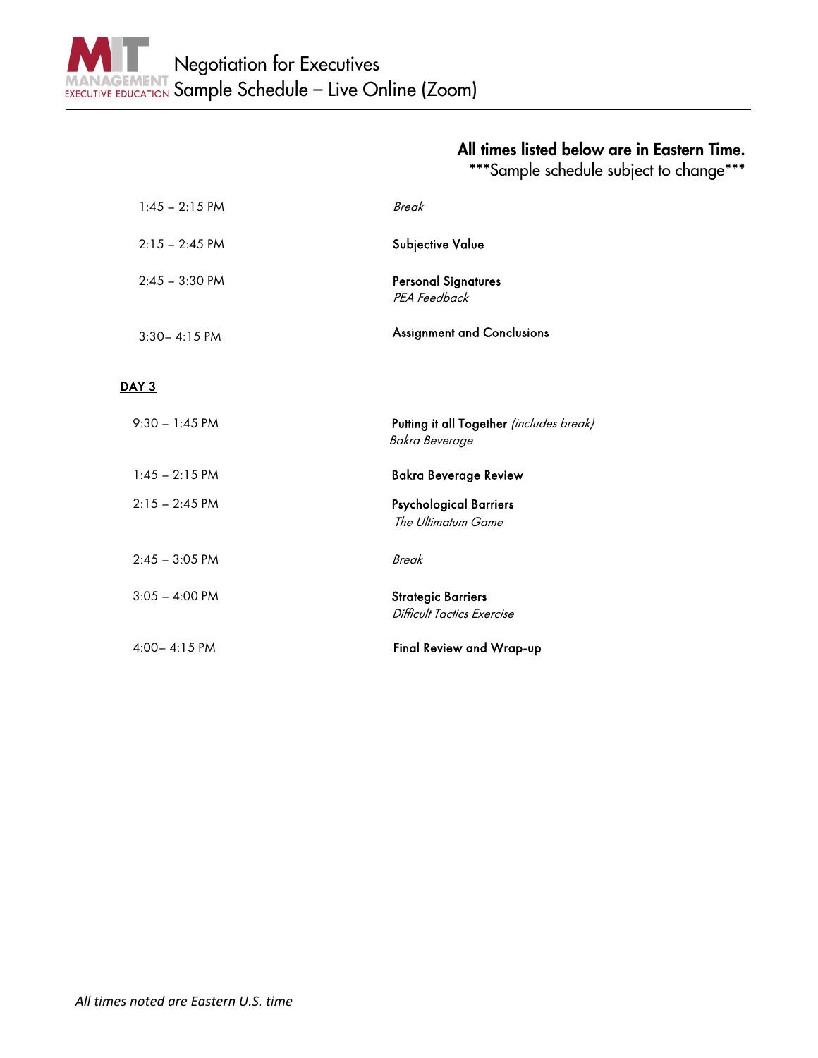Negotiation for Executives
Sample Schedule – Live Online (Zoom)

**All times listed below are in Eastern Time.**
\*\*\*Sample schedule subject to change\*\*\*

| | |
|---|---|
| 1:45 – 2:15 PM | *Break* |
| 2:15 – 2:45 PM | **Subjective Value** |
| 2:45 – 3:30 PM | **Personal Signatures**<br>*PEA Feedback* |
| 3:30– 4:15 PM | **Assignment and Conclusions** |

**DAY 3**

| | |
|---|---|
| 9:30 – 1:45 PM | **Putting it all Together** *(includes break)*<br>*Bakra Beverage* |
| 1:45 – 2:15 PM | **Bakra Beverage Review** |
| 2:15 – 2:45 PM | **Psychological Barriers**<br>*The Ultimatum Game* |
| 2:45 – 3:05 PM | *Break* |
| 3:05 – 4:00 PM | **Strategic Barriers**<br>*Difficult Tactics Exercise* |
| 4:00– 4:15 PM | **Final Review and Wrap-up** |

*All times noted are Eastern U.S. time*